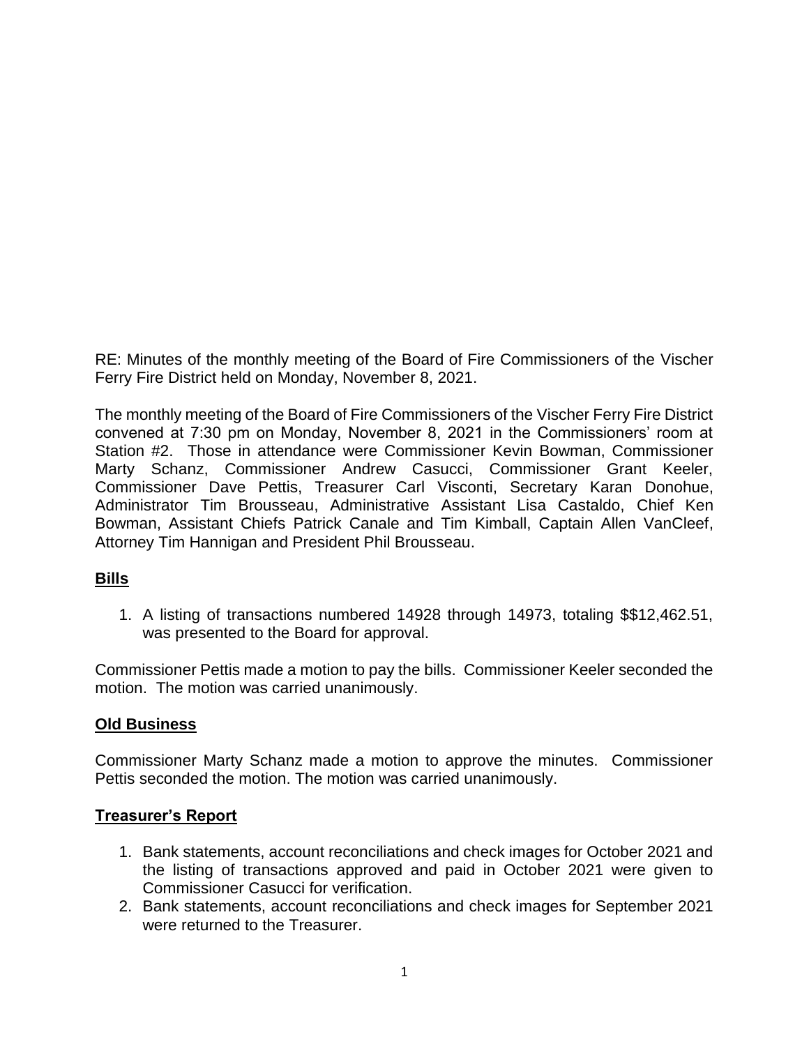RE: Minutes of the monthly meeting of the Board of Fire Commissioners of the Vischer Ferry Fire District held on Monday, November 8, 2021.

The monthly meeting of the Board of Fire Commissioners of the Vischer Ferry Fire District convened at 7:30 pm on Monday, November 8, 2021 in the Commissioners' room at Station #2. Those in attendance were Commissioner Kevin Bowman, Commissioner Marty Schanz, Commissioner Andrew Casucci, Commissioner Grant Keeler, Commissioner Dave Pettis, Treasurer Carl Visconti, Secretary Karan Donohue, Administrator Tim Brousseau, Administrative Assistant Lisa Castaldo, Chief Ken Bowman, Assistant Chiefs Patrick Canale and Tim Kimball, Captain Allen VanCleef, Attorney Tim Hannigan and President Phil Brousseau.

## Bills

1. A listing of transactions numbered 14928 through 14973, totaling $$12,462.51, was presented to the Board for approval.

Commissioner Pettis made a motion to pay the bills. Commissioner Keeler seconded the motion. The motion was carried unanimously.

## Old Business

Commissioner Marty Schanz made a motion to approve the minutes. Commissioner Pettis seconded the motion. The motion was carried unanimously.

## Treasurer's Report

1. Bank statements, account reconciliations and check images for October 2021 and the listing of transactions approved and paid in October 2021 were given to Commissioner Casucci for verification.
2. Bank statements, account reconciliations and check images for September 2021 were returned to the Treasurer.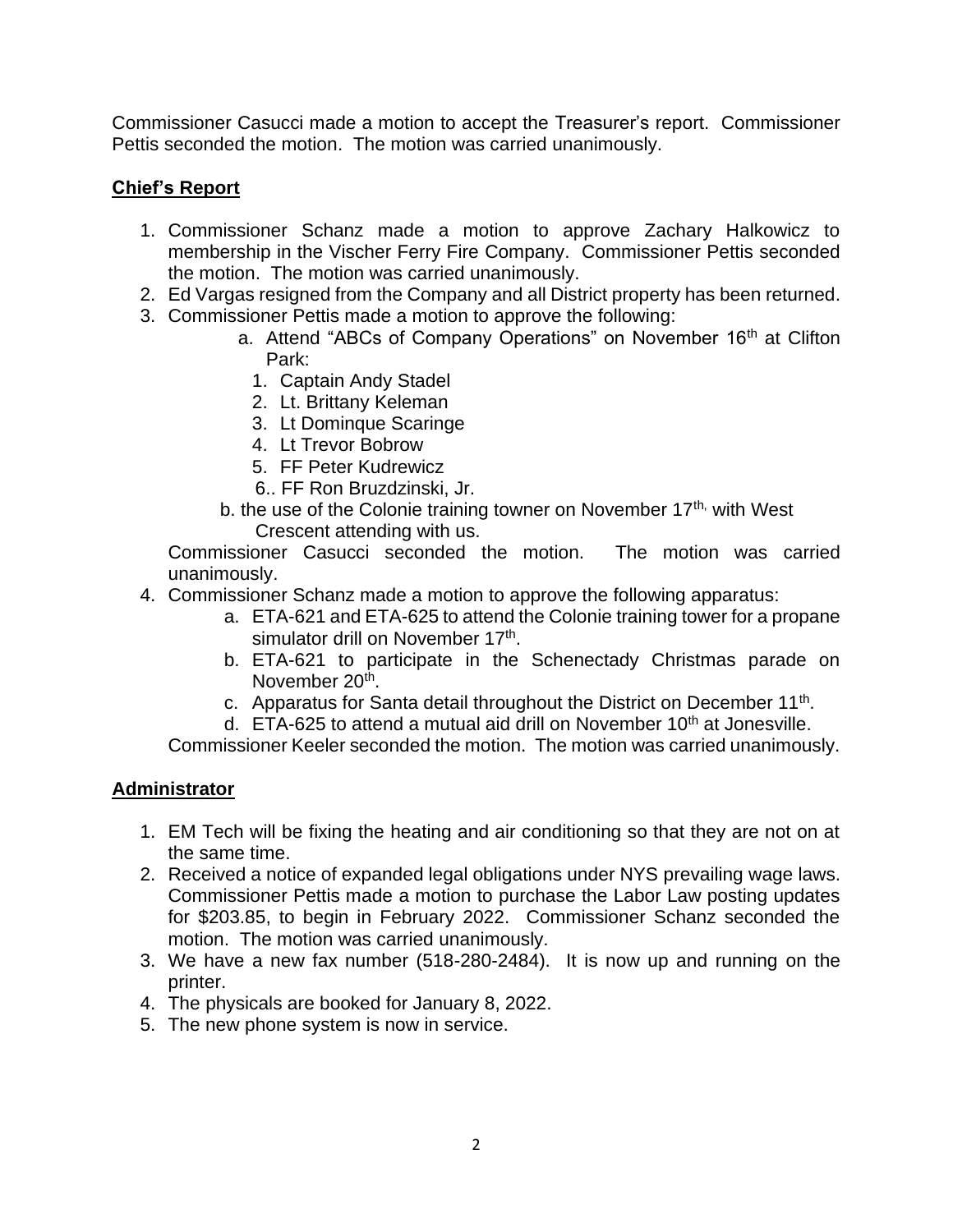Commissioner Casucci made a motion to accept the Treasurer's report. Commissioner Pettis seconded the motion. The motion was carried unanimously.

## Chief's Report

1. Commissioner Schanz made a motion to approve Zachary Halkowicz to membership in the Vischer Ferry Fire Company. Commissioner Pettis seconded the motion. The motion was carried unanimously.
2. Ed Vargas resigned from the Company and all District property has been returned.
3. Commissioner Pettis made a motion to approve the following:
   a. Attend "ABCs of Company Operations" on November 16th at Clifton Park:
      1. Captain Andy Stadel
      2. Lt. Brittany Keleman
      3. Lt Dominque Scaringe
      4. Lt Trevor Bobrow
      5. FF Peter Kudrewicz
      6.. FF Ron Bruzdzinski, Jr.

   b. the use of the Colonie training towner on November 17th, with West Crescent attending with us.

   Commissioner Casucci seconded the motion. The motion was carried unanimously.
4. Commissioner Schanz made a motion to approve the following apparatus:
   a. ETA-621 and ETA-625 to attend the Colonie training tower for a propane simulator drill on November 17th.
   b. ETA-621 to participate in the Schenectady Christmas parade on November 20th.
   c. Apparatus for Santa detail throughout the District on December 11th.
   d. ETA-625 to attend a mutual aid drill on November 10th at Jonesville.

   Commissioner Keeler seconded the motion. The motion was carried unanimously.

## Administrator

1. EM Tech will be fixing the heating and air conditioning so that they are not on at the same time.
2. Received a notice of expanded legal obligations under NYS prevailing wage laws. Commissioner Pettis made a motion to purchase the Labor Law posting updates for $203.85, to begin in February 2022. Commissioner Schanz seconded the motion. The motion was carried unanimously.
3. We have a new fax number (518-280-2484). It is now up and running on the printer.
4. The physicals are booked for January 8, 2022.
5. The new phone system is now in service.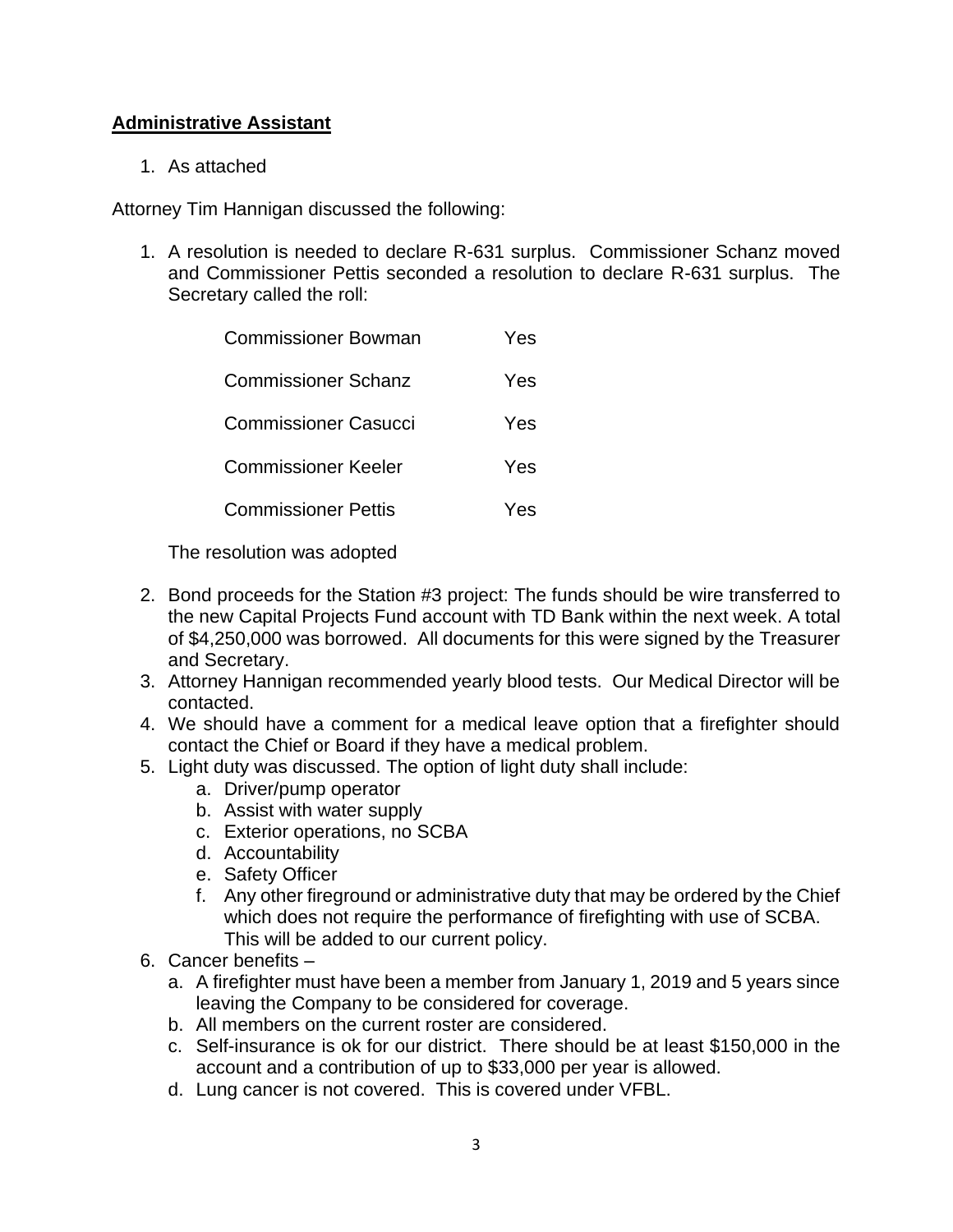**Administrative Assistant**

1. As attached

Attorney Tim Hannigan discussed the following:

1. A resolution is needed to declare R-631 surplus. Commissioner Schanz moved and Commissioner Pettis seconded a resolution to declare R-631 surplus. The Secretary called the roll:

   | | |
   |---|---|
   | Commissioner Bowman | Yes |
   | Commissioner Schanz | Yes |
   | Commissioner Casucci | Yes |
   | Commissioner Keeler | Yes |
   | Commissioner Pettis | Yes |

   The resolution was adopted

2. Bond proceeds for the Station #3 project: The funds should be wire transferred to the new Capital Projects Fund account with TD Bank within the next week. A total of $4,250,000 was borrowed. All documents for this were signed by the Treasurer and Secretary.
3. Attorney Hannigan recommended yearly blood tests. Our Medical Director will be contacted.
4. We should have a comment for a medical leave option that a firefighter should contact the Chief or Board if they have a medical problem.
5. Light duty was discussed. The option of light duty shall include:
   a. Driver/pump operator
   b. Assist with water supply
   c. Exterior operations, no SCBA
   d. Accountability
   e. Safety Officer
   f. Any other fireground or administrative duty that may be ordered by the Chief which does not require the performance of firefighting with use of SCBA. This will be added to our current policy.
6. Cancer benefits –
   a. A firefighter must have been a member from January 1, 2019 and 5 years since leaving the Company to be considered for coverage.
   b. All members on the current roster are considered.
   c. Self-insurance is ok for our district. There should be at least $150,000 in the account and a contribution of up to $33,000 per year is allowed.
   d. Lung cancer is not covered. This is covered under VFBL.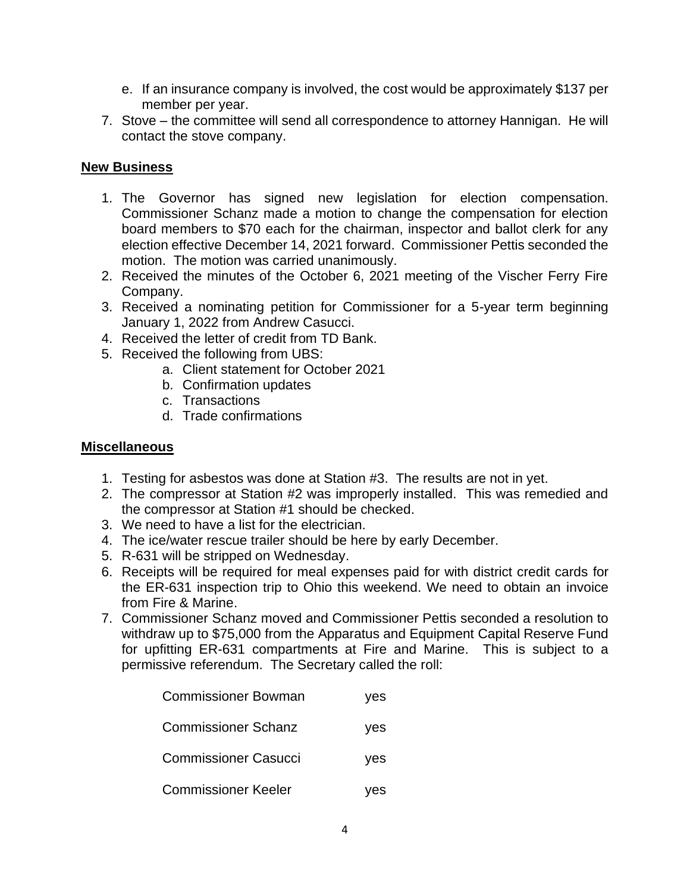e. If an insurance company is involved, the cost would be approximately $137 per member per year.

7. Stove – the committee will send all correspondence to attorney Hannigan. He will contact the stove company.

**New Business**

1. The Governor has signed new legislation for election compensation. Commissioner Schanz made a motion to change the compensation for election board members to $70 each for the chairman, inspector and ballot clerk for any election effective December 14, 2021 forward. Commissioner Pettis seconded the motion. The motion was carried unanimously.
2. Received the minutes of the October 6, 2021 meeting of the Vischer Ferry Fire Company.
3. Received a nominating petition for Commissioner for a 5-year term beginning January 1, 2022 from Andrew Casucci.
4. Received the letter of credit from TD Bank.
5. Received the following from UBS:
   a. Client statement for October 2021
   b. Confirmation updates
   c. Transactions
   d. Trade confirmations

**Miscellaneous**

1. Testing for asbestos was done at Station #3. The results are not in yet.
2. The compressor at Station #2 was improperly installed. This was remedied and the compressor at Station #1 should be checked.
3. We need to have a list for the electrician.
4. The ice/water rescue trailer should be here by early December.
5. R-631 will be stripped on Wednesday.
6. Receipts will be required for meal expenses paid for with district credit cards for the ER-631 inspection trip to Ohio this weekend. We need to obtain an invoice from Fire & Marine.
7. Commissioner Schanz moved and Commissioner Pettis seconded a resolution to withdraw up to $75,000 from the Apparatus and Equipment Capital Reserve Fund for upfitting ER-631 compartments at Fire and Marine. This is subject to a permissive referendum. The Secretary called the roll:

   Commissioner Bowman yes

   Commissioner Schanz yes

   Commissioner Casucci yes

   Commissioner Keeler yes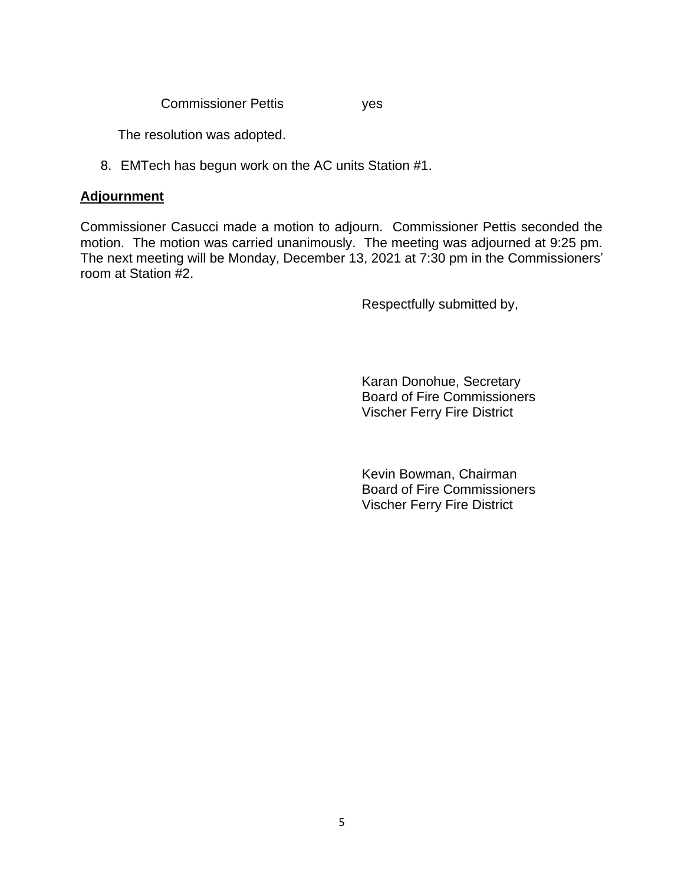Commissioner Pettis yes

The resolution was adopted.

8. EMTech has begun work on the AC units Station #1.

## **Adjournment**

Commissioner Casucci made a motion to adjourn. Commissioner Pettis seconded the motion. The motion was carried unanimously. The meeting was adjourned at 9:25 pm. The next meeting will be Monday, December 13, 2021 at 7:30 pm in the Commissioners' room at Station #2.

Respectfully submitted by,

Karan Donohue, Secretary
Board of Fire Commissioners
Vischer Ferry Fire District

Kevin Bowman, Chairman
Board of Fire Commissioners
Vischer Ferry Fire District